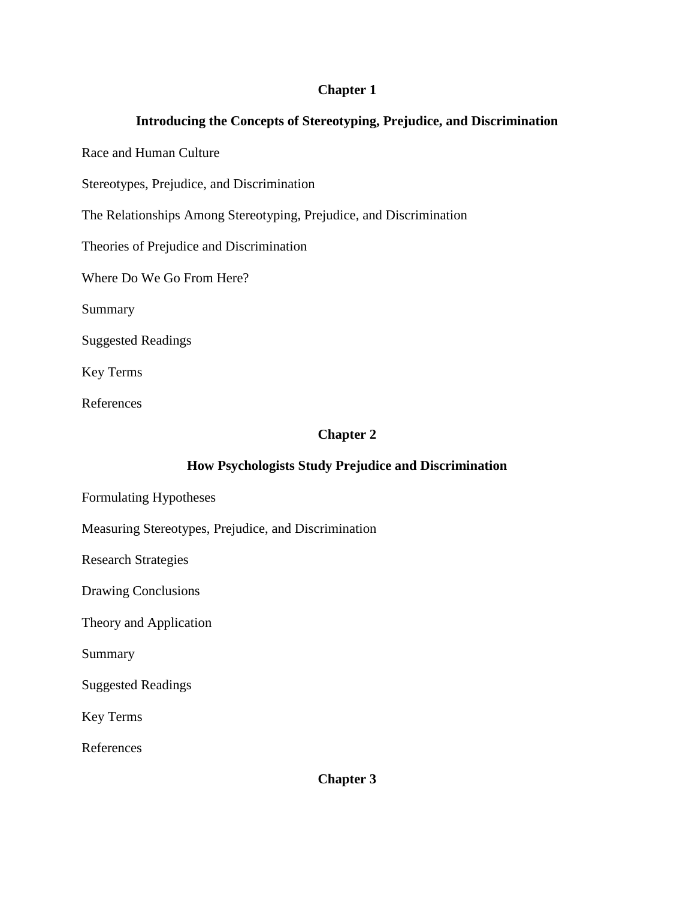## Chapter 1

## Introducing the Concepts of Stereotyping, Prejudice, and Discrimination

Race and Human Culture

Stereotypes, Prejudice, and Discrimination

The Relationships Among Stereotyping, Prejudice, and Discrimination

Theories of Prejudice and Discrimination

Where Do We Go From Here?

Summary

Suggested Readings

Key Terms

References

## Chapter 2

## How Psychologists Study Prejudice and Discrimination

Formulating Hypotheses

Measuring Stereotypes, Prejudice, and Discrimination

Research Strategies

Drawing Conclusions

Theory and Application

Summary

Suggested Readings

Key Terms

References

## Chapter 3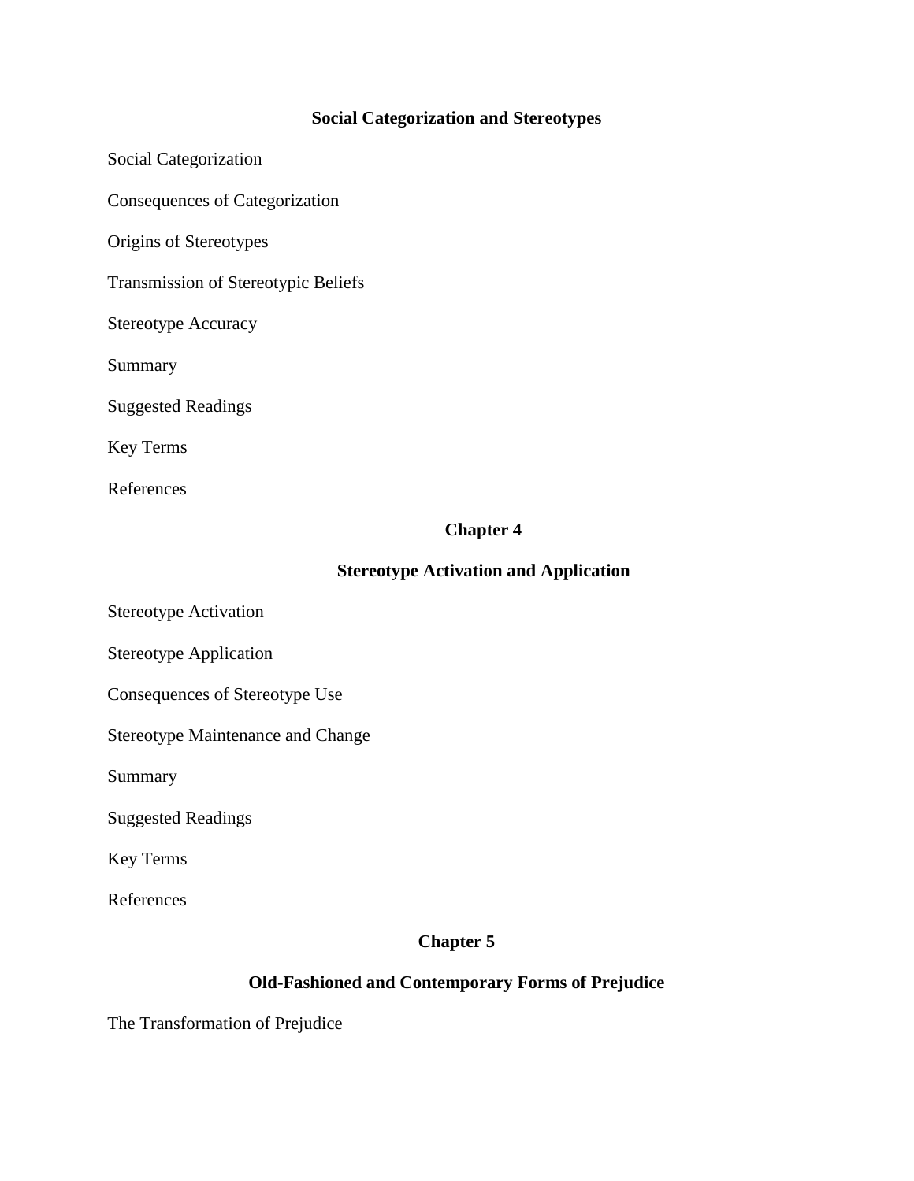## Social Categorization and Stereotypes

Social Categorization

Consequences of Categorization

Origins of Stereotypes

Transmission of Stereotypic Beliefs

Stereotype Accuracy

Summary

Suggested Readings

Key Terms

References

## Chapter 4

## Stereotype Activation and Application

Stereotype Activation

Stereotype Application

Consequences of Stereotype Use

Stereotype Maintenance and Change

Summary

Suggested Readings

Key Terms

References

## Chapter 5

## Old-Fashioned and Contemporary Forms of Prejudice

The Transformation of Prejudice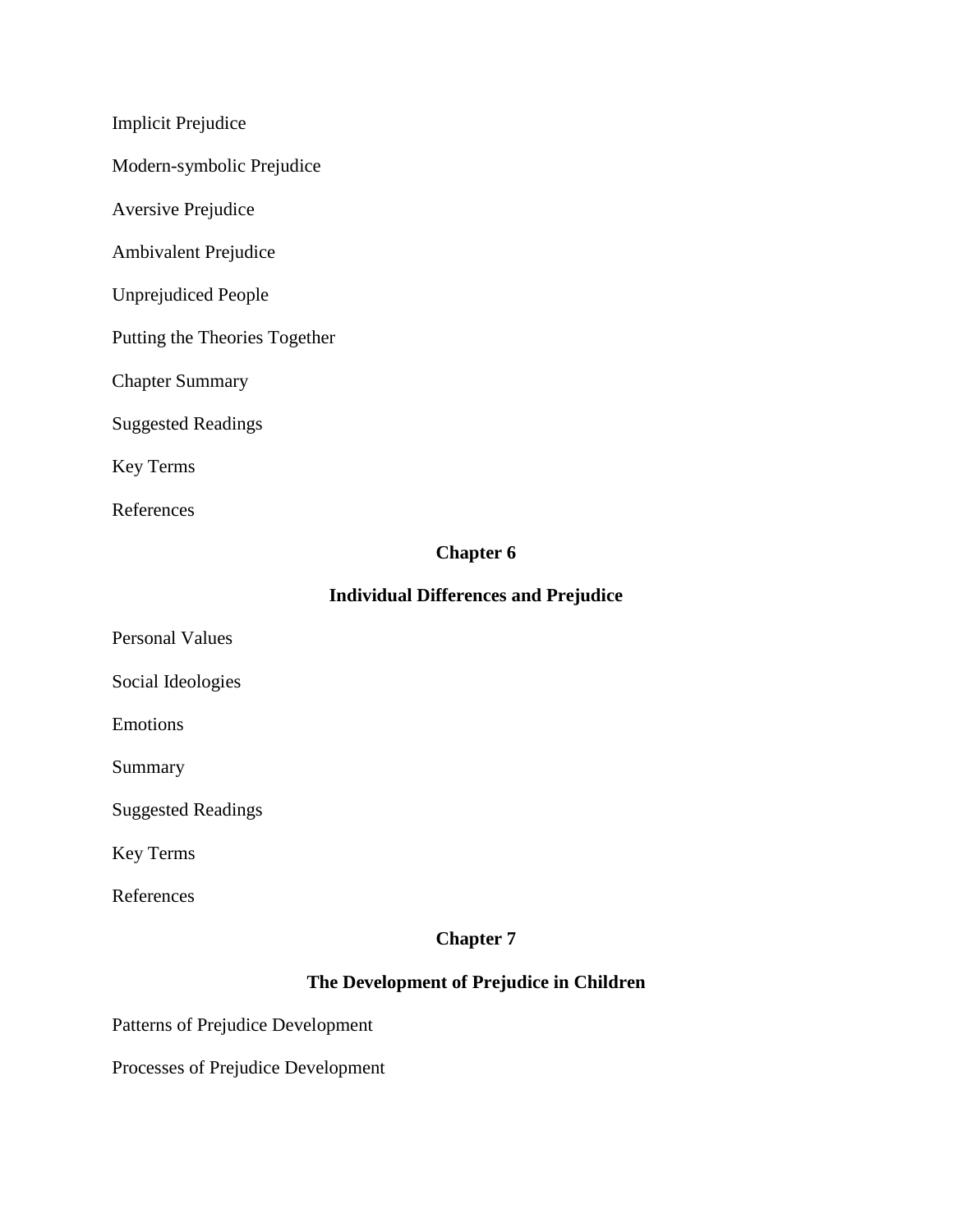Implicit Prejudice

Modern-symbolic Prejudice

Aversive Prejudice

Ambivalent Prejudice

Unprejudiced People

Putting the Theories Together

Chapter Summary

Suggested Readings

Key Terms

References

## Chapter 6

## Individual Differences and Prejudice

Personal Values

Social Ideologies

Emotions

Summary

Suggested Readings

Key Terms

References

## Chapter 7

## The Development of Prejudice in Children

Patterns of Prejudice Development

Processes of Prejudice Development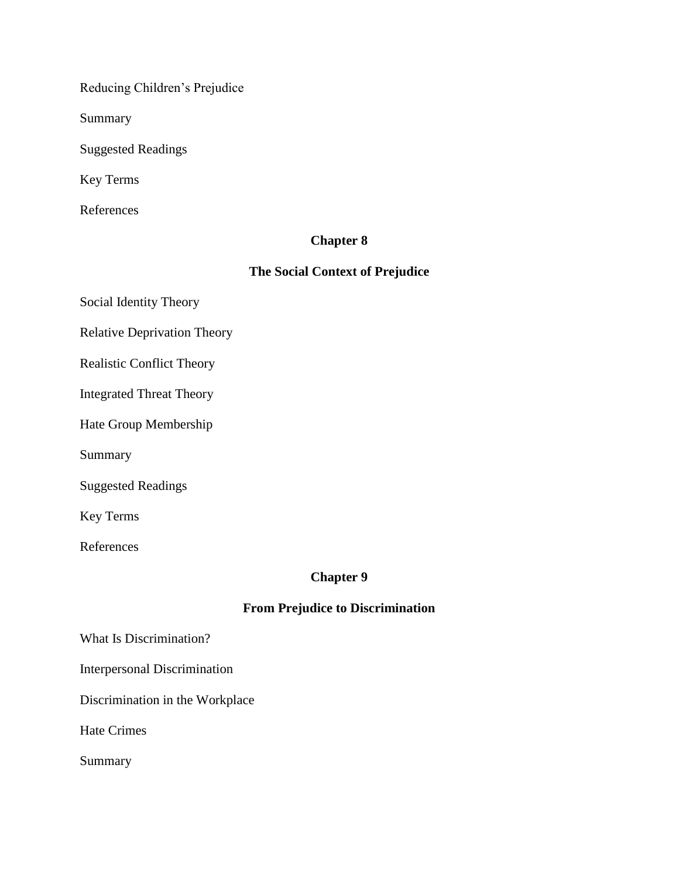Reducing Children's Prejudice

Summary

Suggested Readings

Key Terms

References

## Chapter 8

## The Social Context of Prejudice

Social Identity Theory

Relative Deprivation Theory

Realistic Conflict Theory

Integrated Threat Theory

Hate Group Membership

Summary

Suggested Readings

Key Terms

References

## Chapter 9

## From Prejudice to Discrimination

What Is Discrimination?

Interpersonal Discrimination

Discrimination in the Workplace

Hate Crimes

Summary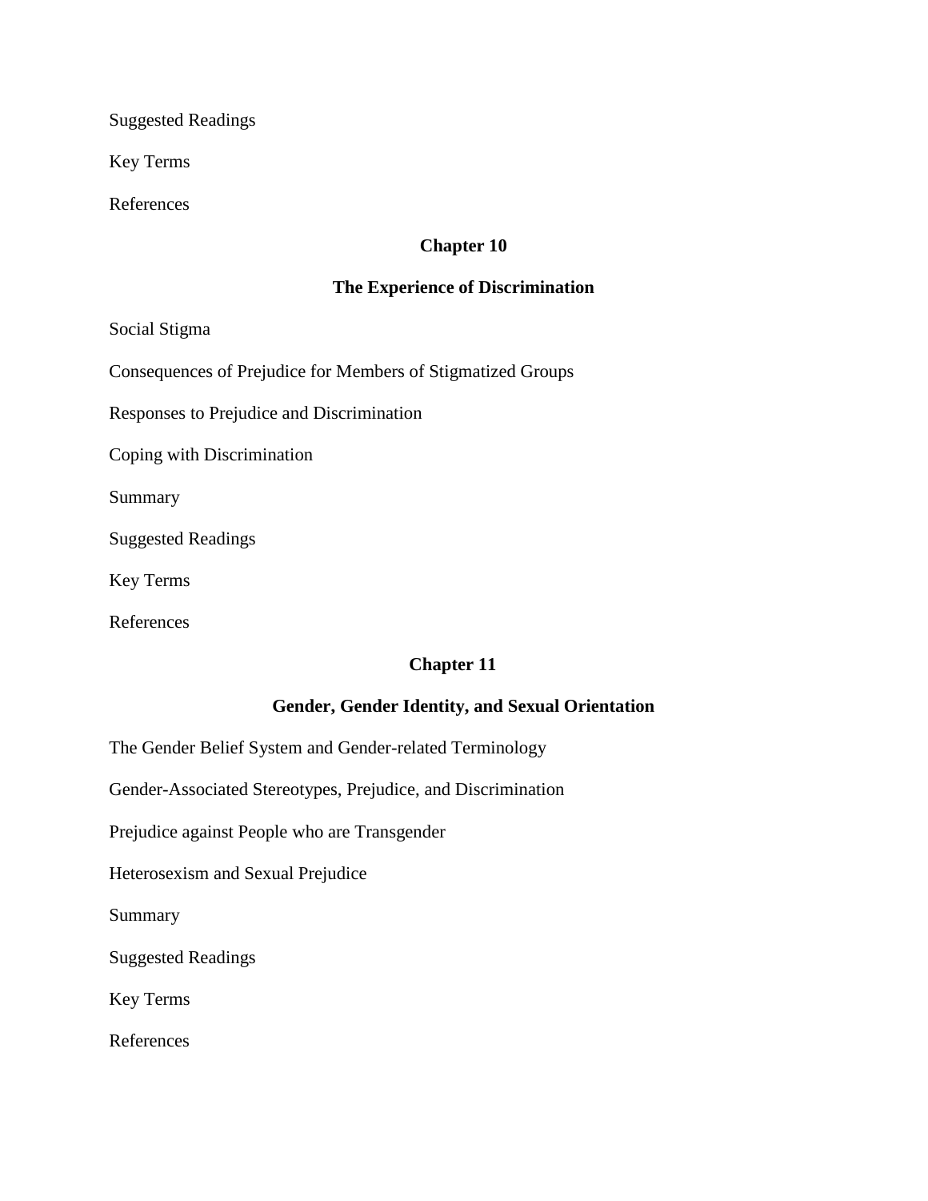Suggested Readings

Key Terms

References

## Chapter 10

## The Experience of Discrimination

Social Stigma

Consequences of Prejudice for Members of Stigmatized Groups

Responses to Prejudice and Discrimination

Coping with Discrimination

Summary

Suggested Readings

Key Terms

References

## Chapter 11

## Gender, Gender Identity, and Sexual Orientation

The Gender Belief System and Gender-related Terminology

Gender-Associated Stereotypes, Prejudice, and Discrimination

Prejudice against People who are Transgender

Heterosexism and Sexual Prejudice

Summary

Suggested Readings

Key Terms

References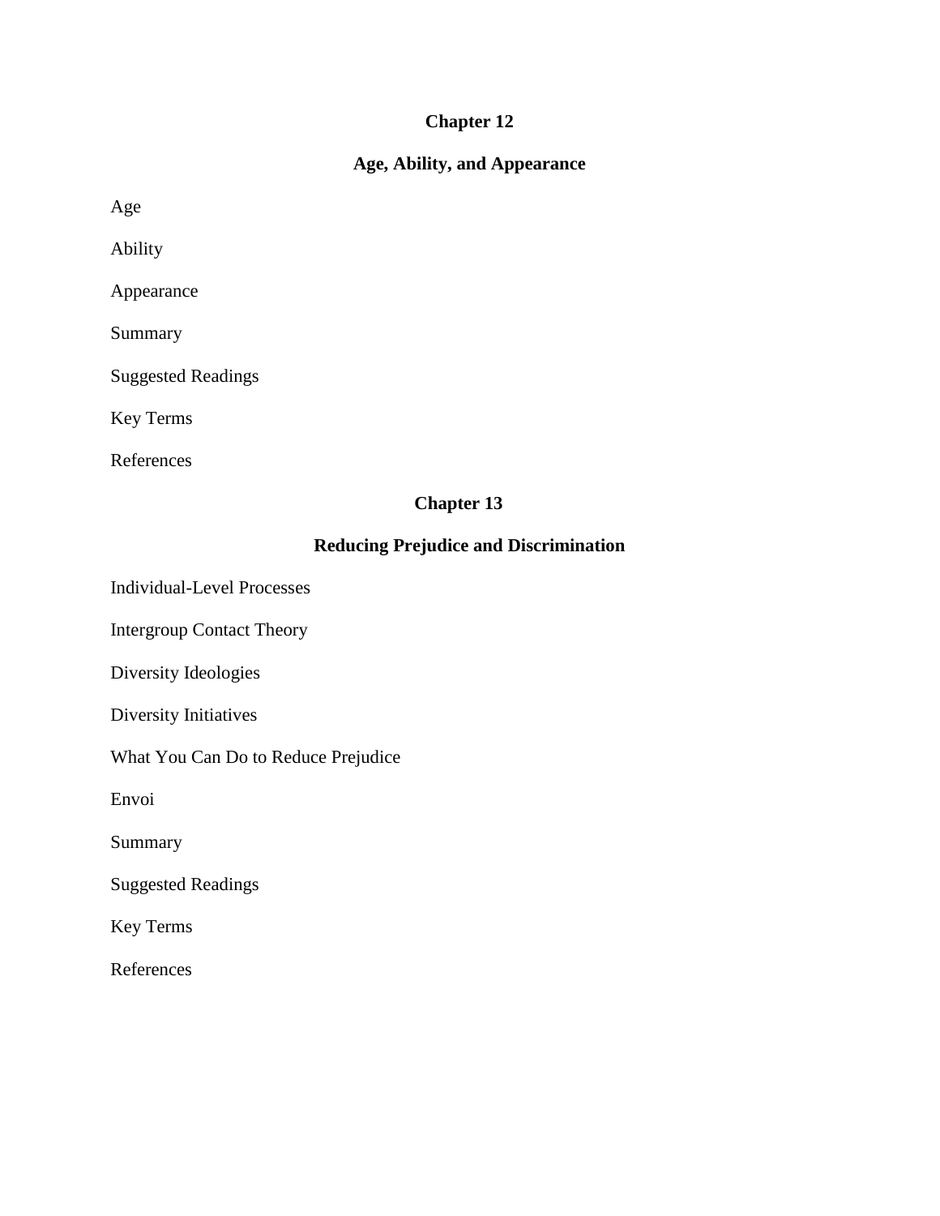## Chapter 12

## Age, Ability, and Appearance

Age

Ability

Appearance

Summary

Suggested Readings

Key Terms

References

## Chapter 13

## Reducing Prejudice and Discrimination

Individual-Level Processes

Intergroup Contact Theory

Diversity Ideologies

Diversity Initiatives

What You Can Do to Reduce Prejudice

Envoi

Summary

Suggested Readings

Key Terms

References